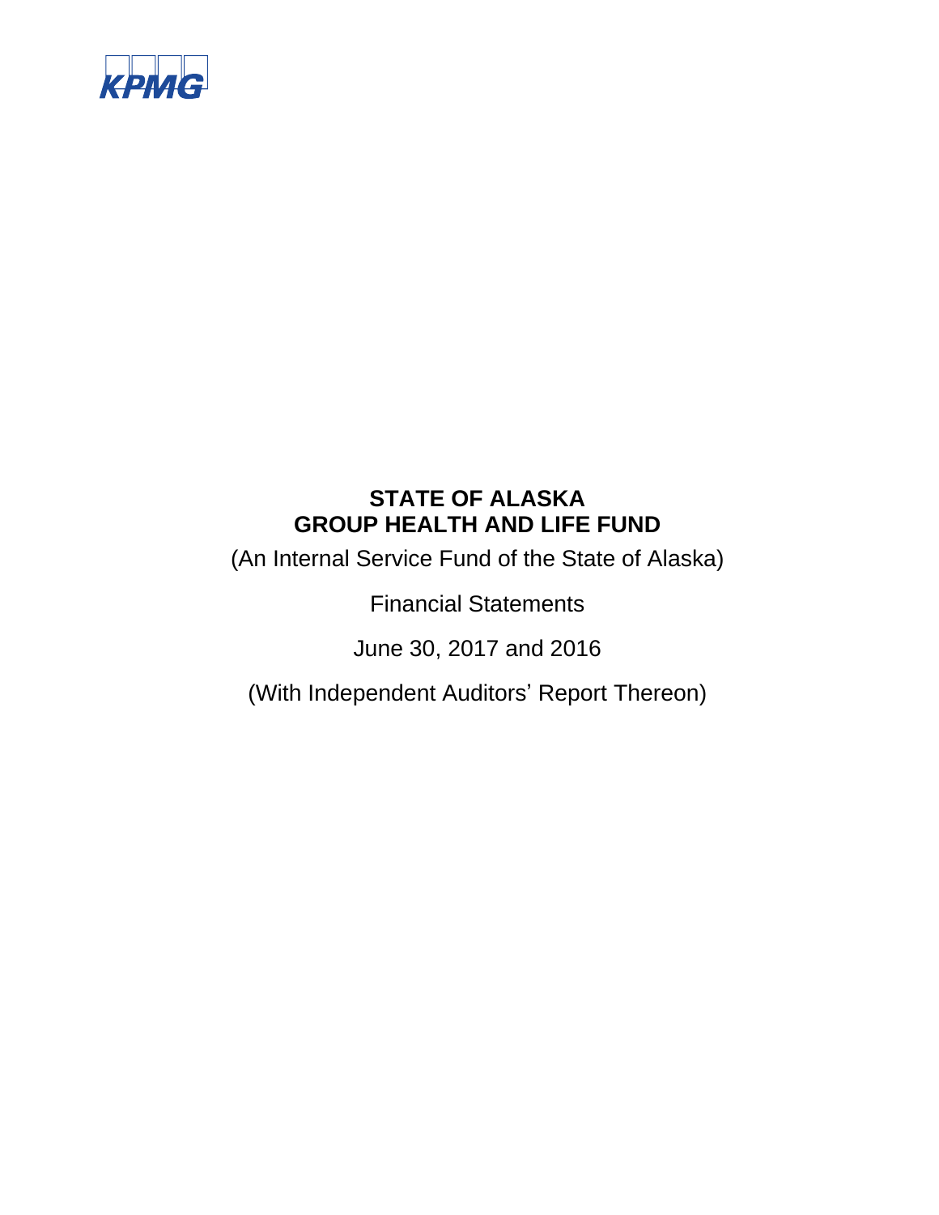KPMG

# STATE OF ALASKA
# GROUP HEALTH AND LIFE FUND

(An Internal Service Fund of the State of Alaska)

Financial Statements

June 30, 2017 and 2016

(With Independent Auditors' Report Thereon)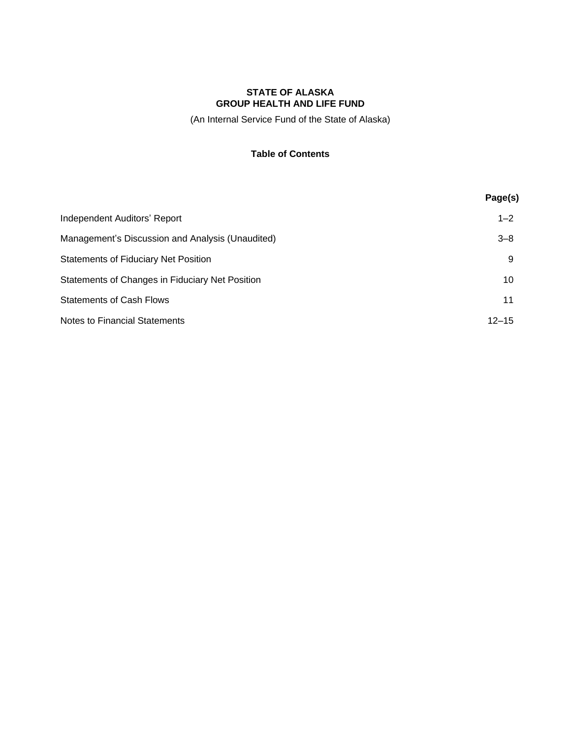**STATE OF ALASKA**
**GROUP HEALTH AND LIFE FUND**

(An Internal Service Fund of the State of Alaska)

**Table of Contents**

| | **Page(s)** |
|---|---|
| Independent Auditors’ Report | 1–2 |
| Management’s Discussion and Analysis (Unaudited) | 3–8 |
| Statements of Fiduciary Net Position | 9 |
| Statements of Changes in Fiduciary Net Position | 10 |
| Statements of Cash Flows | 11 |
| Notes to Financial Statements | 12–15 |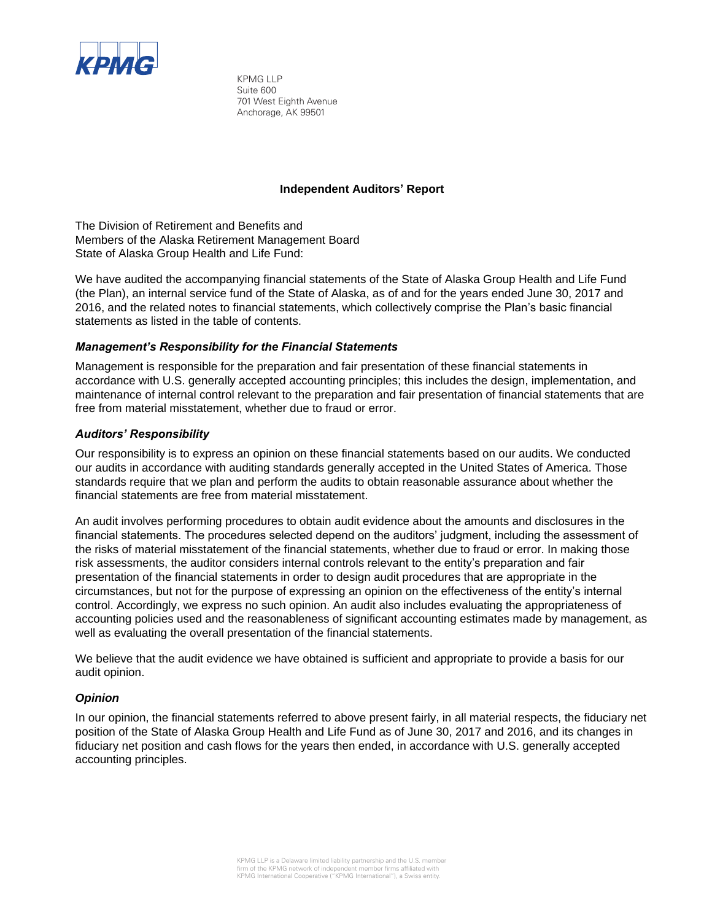KPMG LLP
Suite 600
701 West Eighth Avenue
Anchorage, AK 99501

## Independent Auditors' Report

The Division of Retirement and Benefits and
Members of the Alaska Retirement Management Board
State of Alaska Group Health and Life Fund:

We have audited the accompanying financial statements of the State of Alaska Group Health and Life Fund (the Plan), an internal service fund of the State of Alaska, as of and for the years ended June 30, 2017 and 2016, and the related notes to financial statements, which collectively comprise the Plan's basic financial statements as listed in the table of contents.

### *Management's Responsibility for the Financial Statements*

Management is responsible for the preparation and fair presentation of these financial statements in accordance with U.S. generally accepted accounting principles; this includes the design, implementation, and maintenance of internal control relevant to the preparation and fair presentation of financial statements that are free from material misstatement, whether due to fraud or error.

### *Auditors' Responsibility*

Our responsibility is to express an opinion on these financial statements based on our audits. We conducted our audits in accordance with auditing standards generally accepted in the United States of America. Those standards require that we plan and perform the audits to obtain reasonable assurance about whether the financial statements are free from material misstatement.

An audit involves performing procedures to obtain audit evidence about the amounts and disclosures in the financial statements. The procedures selected depend on the auditors' judgment, including the assessment of the risks of material misstatement of the financial statements, whether due to fraud or error. In making those risk assessments, the auditor considers internal controls relevant to the entity's preparation and fair presentation of the financial statements in order to design audit procedures that are appropriate in the circumstances, but not for the purpose of expressing an opinion on the effectiveness of the entity's internal control. Accordingly, we express no such opinion. An audit also includes evaluating the appropriateness of accounting policies used and the reasonableness of significant accounting estimates made by management, as well as evaluating the overall presentation of the financial statements.

We believe that the audit evidence we have obtained is sufficient and appropriate to provide a basis for our audit opinion.

### *Opinion*

In our opinion, the financial statements referred to above present fairly, in all material respects, the fiduciary net position of the State of Alaska Group Health and Life Fund as of June 30, 2017 and 2016, and its changes in fiduciary net position and cash flows for the years then ended, in accordance with U.S. generally accepted accounting principles.

KPMG LLP is a Delaware limited liability partnership and the U.S. member firm of the KPMG network of independent member firms affiliated with KPMG International Cooperative ("KPMG International"), a Swiss entity.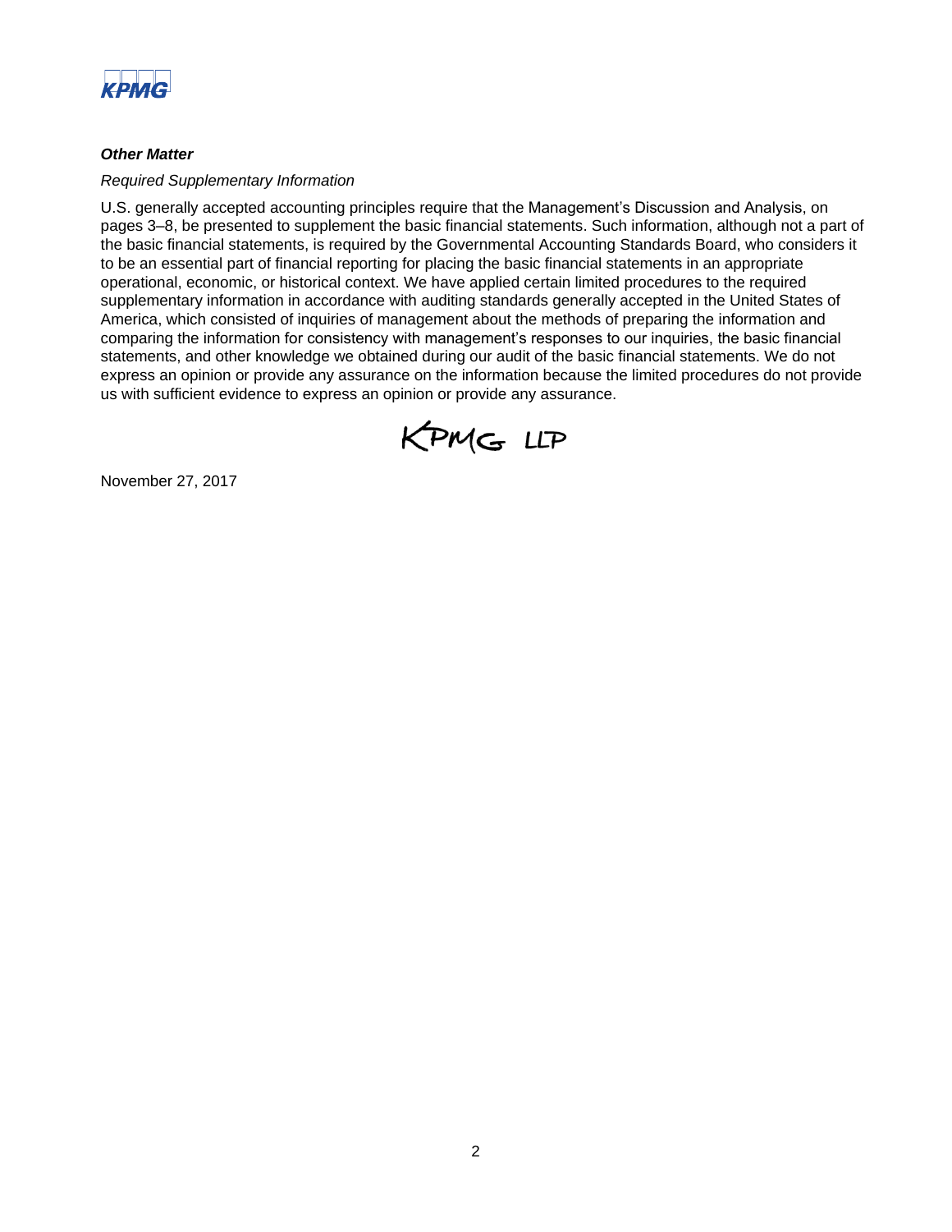***Other Matter***

*Required Supplementary Information*

U.S. generally accepted accounting principles require that the Management's Discussion and Analysis, on pages 3–8, be presented to supplement the basic financial statements. Such information, although not a part of the basic financial statements, is required by the Governmental Accounting Standards Board, who considers it to be an essential part of financial reporting for placing the basic financial statements in an appropriate operational, economic, or historical context. We have applied certain limited procedures to the required supplementary information in accordance with auditing standards generally accepted in the United States of America, which consisted of inquiries of management about the methods of preparing the information and comparing the information for consistency with management's responses to our inquiries, the basic financial statements, and other knowledge we obtained during our audit of the basic financial statements. We do not express an opinion or provide any assurance on the information because the limited procedures do not provide us with sufficient evidence to express an opinion or provide any assurance.

KPMG LLP

November 27, 2017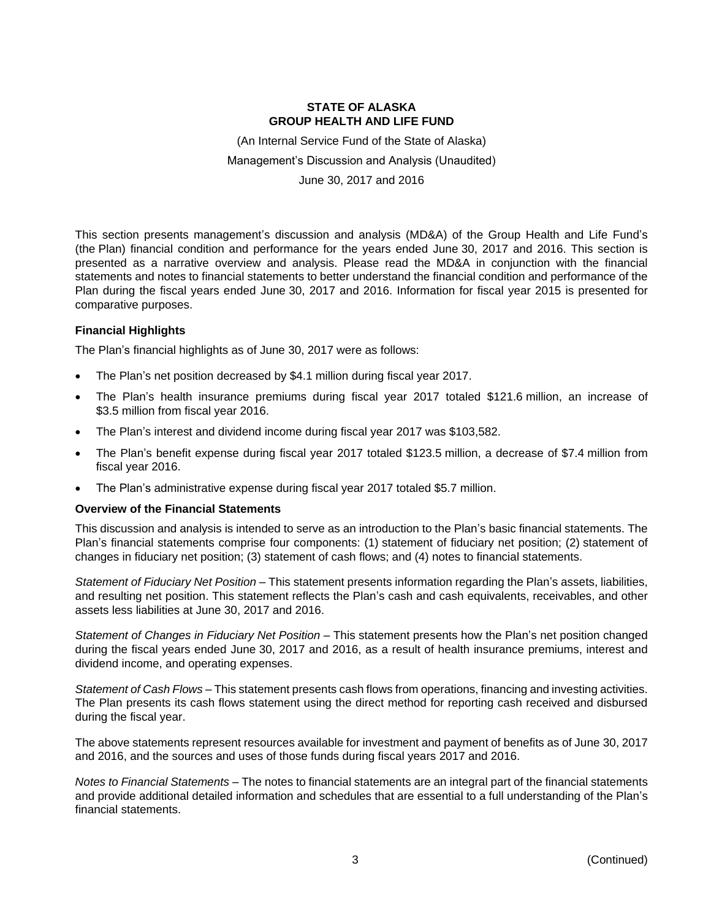**STATE OF ALASKA**
**GROUP HEALTH AND LIFE FUND**

(An Internal Service Fund of the State of Alaska)

Management's Discussion and Analysis (Unaudited)

June 30, 2017 and 2016

This section presents management's discussion and analysis (MD&A) of the Group Health and Life Fund's (the Plan) financial condition and performance for the years ended June 30, 2017 and 2016. This section is presented as a narrative overview and analysis. Please read the MD&A in conjunction with the financial statements and notes to financial statements to better understand the financial condition and performance of the Plan during the fiscal years ended June 30, 2017 and 2016. Information for fiscal year 2015 is presented for comparative purposes.

### Financial Highlights

The Plan's financial highlights as of June 30, 2017 were as follows:

- The Plan's net position decreased by $4.1 million during fiscal year 2017.
- The Plan's health insurance premiums during fiscal year 2017 totaled $121.6 million, an increase of $3.5 million from fiscal year 2016.
- The Plan's interest and dividend income during fiscal year 2017 was $103,582.
- The Plan's benefit expense during fiscal year 2017 totaled $123.5 million, a decrease of $7.4 million from fiscal year 2016.
- The Plan's administrative expense during fiscal year 2017 totaled $5.7 million.

### Overview of the Financial Statements

This discussion and analysis is intended to serve as an introduction to the Plan's basic financial statements. The Plan's financial statements comprise four components: (1) statement of fiduciary net position; (2) statement of changes in fiduciary net position; (3) statement of cash flows; and (4) notes to financial statements.

*Statement of Fiduciary Net Position* – This statement presents information regarding the Plan's assets, liabilities, and resulting net position. This statement reflects the Plan's cash and cash equivalents, receivables, and other assets less liabilities at June 30, 2017 and 2016.

*Statement of Changes in Fiduciary Net Position* – This statement presents how the Plan's net position changed during the fiscal years ended June 30, 2017 and 2016, as a result of health insurance premiums, interest and dividend income, and operating expenses.

*Statement of Cash Flows* – This statement presents cash flows from operations, financing and investing activities. The Plan presents its cash flows statement using the direct method for reporting cash received and disbursed during the fiscal year.

The above statements represent resources available for investment and payment of benefits as of June 30, 2017 and 2016, and the sources and uses of those funds during fiscal years 2017 and 2016.

*Notes to Financial Statements* – The notes to financial statements are an integral part of the financial statements and provide additional detailed information and schedules that are essential to a full understanding of the Plan's financial statements.

(Continued)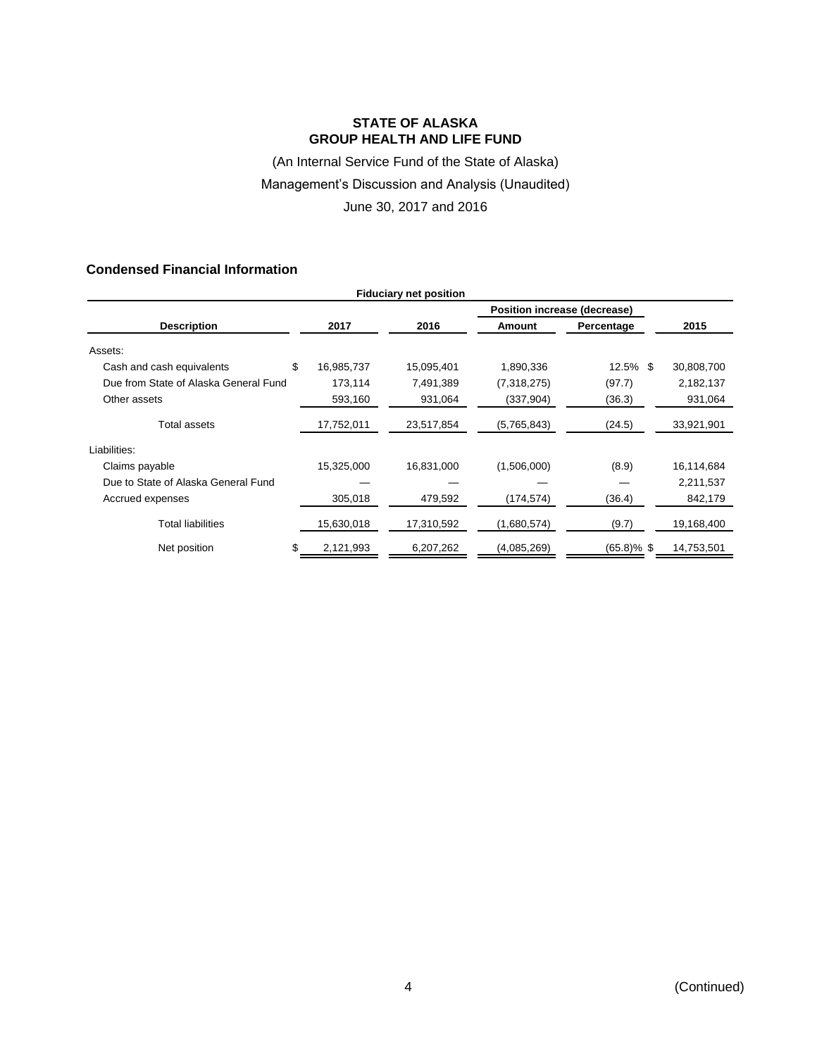# STATE OF ALASKA
# GROUP HEALTH AND LIFE FUND

(An Internal Service Fund of the State of Alaska)

Management's Discussion and Analysis (Unaudited)

June 30, 2017 and 2016

## Condensed Financial Information

| Fiduciary net position | | | | | |
|---|---|---|---|---|---|
| | | | Position increase (decrease) | | |
| **Description** | **2017** | **2016** | **Amount** | **Percentage** | **2015** |
| Assets: | | | | | |
| Cash and cash equivalents | $ 16,985,737 | 15,095,401 | 1,890,336 | 12.5% | $ 30,808,700 |
| Due from State of Alaska General Fund | 173,114 | 7,491,389 | (7,318,275) | (97.7) | 2,182,137 |
| Other assets | 593,160 | 931,064 | (337,904) | (36.3) | 931,064 |
| Total assets | 17,752,011 | 23,517,854 | (5,765,843) | (24.5) | 33,921,901 |
| Liabilities: | | | | | |
| Claims payable | 15,325,000 | 16,831,000 | (1,506,000) | (8.9) | 16,114,684 |
| Due to State of Alaska General Fund | — | — | — | — | 2,211,537 |
| Accrued expenses | 305,018 | 479,592 | (174,574) | (36.4) | 842,179 |
| Total liabilities | 15,630,018 | 17,310,592 | (1,680,574) | (9.7) | 19,168,400 |
| Net position | $ 2,121,993 | 6,207,262 | (4,085,269) | (65.8)% | $ 14,753,501 |

(Continued)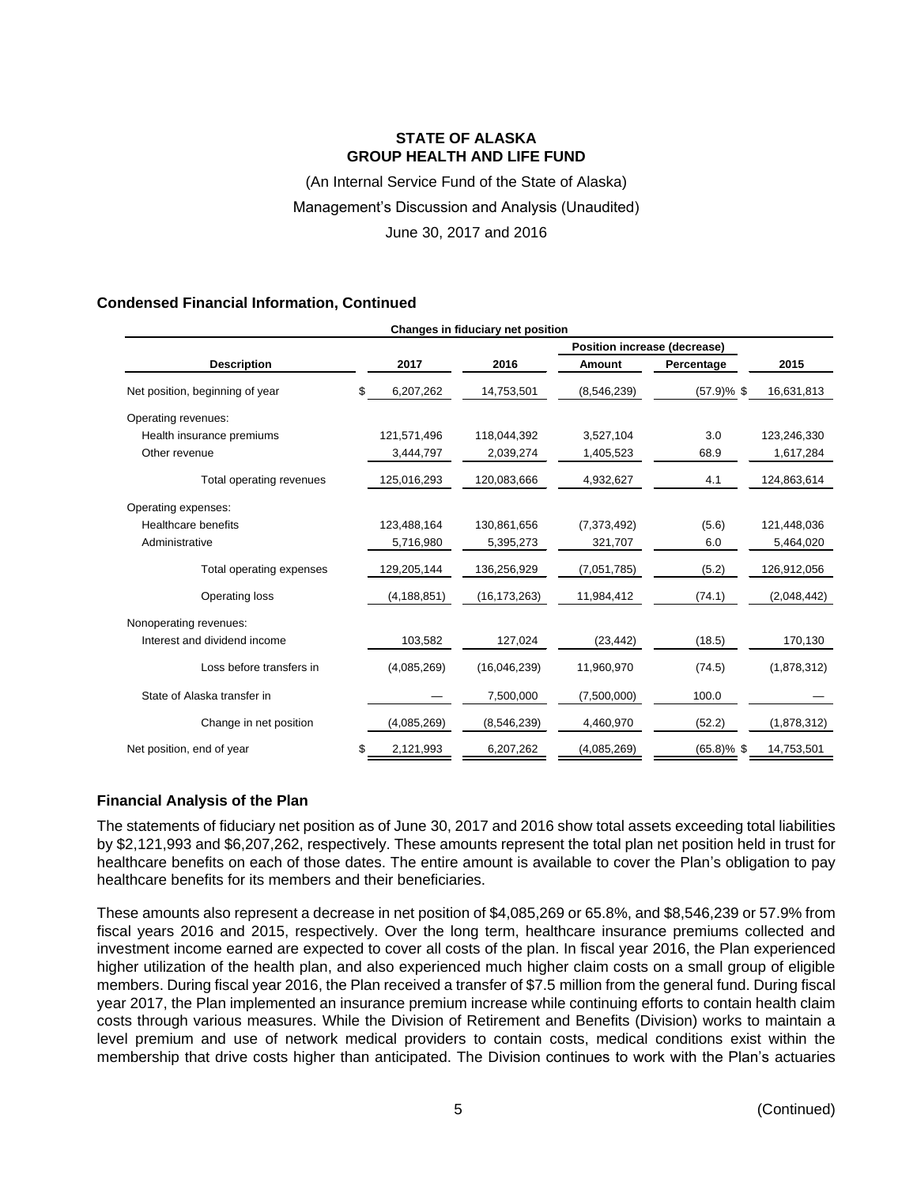# STATE OF ALASKA
# GROUP HEALTH AND LIFE FUND

(An Internal Service Fund of the State of Alaska)

Management's Discussion and Analysis (Unaudited)

June 30, 2017 and 2016

### Condensed Financial Information, Continued

| Changes in fiduciary net position | | | | | |
|---|---|---|---|---|---|
| | | | Position increase (decrease) | | |
| **Description** | **2017** | **2016** | **Amount** | **Percentage** | **2015** |
| Net position, beginning of year | $ 6,207,262 | 14,753,501 | (8,546,239) | (57.9)% | $ 16,631,813 |
| Operating revenues: | | | | | |
| Health insurance premiums | 121,571,496 | 118,044,392 | 3,527,104 | 3.0 | 123,246,330 |
| Other revenue | 3,444,797 | 2,039,274 | 1,405,523 | 68.9 | 1,617,284 |
| Total operating revenues | 125,016,293 | 120,083,666 | 4,932,627 | 4.1 | 124,863,614 |
| Operating expenses: | | | | | |
| Healthcare benefits | 123,488,164 | 130,861,656 | (7,373,492) | (5.6) | 121,448,036 |
| Administrative | 5,716,980 | 5,395,273 | 321,707 | 6.0 | 5,464,020 |
| Total operating expenses | 129,205,144 | 136,256,929 | (7,051,785) | (5.2) | 126,912,056 |
| Operating loss | (4,188,851) | (16,173,263) | 11,984,412 | (74.1) | (2,048,442) |
| Nonoperating revenues: | | | | | |
| Interest and dividend income | 103,582 | 127,024 | (23,442) | (18.5) | 170,130 |
| Loss before transfers in | (4,085,269) | (16,046,239) | 11,960,970 | (74.5) | (1,878,312) |
| State of Alaska transfer in | — | 7,500,000 | (7,500,000) | 100.0 | — |
| Change in net position | (4,085,269) | (8,546,239) | 4,460,970 | (52.2) | (1,878,312) |
| Net position, end of year | $ 2,121,993 | 6,207,262 | (4,085,269) | (65.8)% | $ 14,753,501 |

### Financial Analysis of the Plan

The statements of fiduciary net position as of June 30, 2017 and 2016 show total assets exceeding total liabilities by $2,121,993 and $6,207,262, respectively. These amounts represent the total plan net position held in trust for healthcare benefits on each of those dates. The entire amount is available to cover the Plan's obligation to pay healthcare benefits for its members and their beneficiaries.

These amounts also represent a decrease in net position of $4,085,269 or 65.8%, and $8,546,239 or 57.9% from fiscal years 2016 and 2015, respectively. Over the long term, healthcare insurance premiums collected and investment income earned are expected to cover all costs of the plan. In fiscal year 2016, the Plan experienced higher utilization of the health plan, and also experienced much higher claim costs on a small group of eligible members. During fiscal year 2016, the Plan received a transfer of $7.5 million from the general fund. During fiscal year 2017, the Plan implemented an insurance premium increase while continuing efforts to contain health claim costs through various measures. While the Division of Retirement and Benefits (Division) works to maintain a level premium and use of network medical providers to contain costs, medical conditions exist within the membership that drive costs higher than anticipated. The Division continues to work with the Plan's actuaries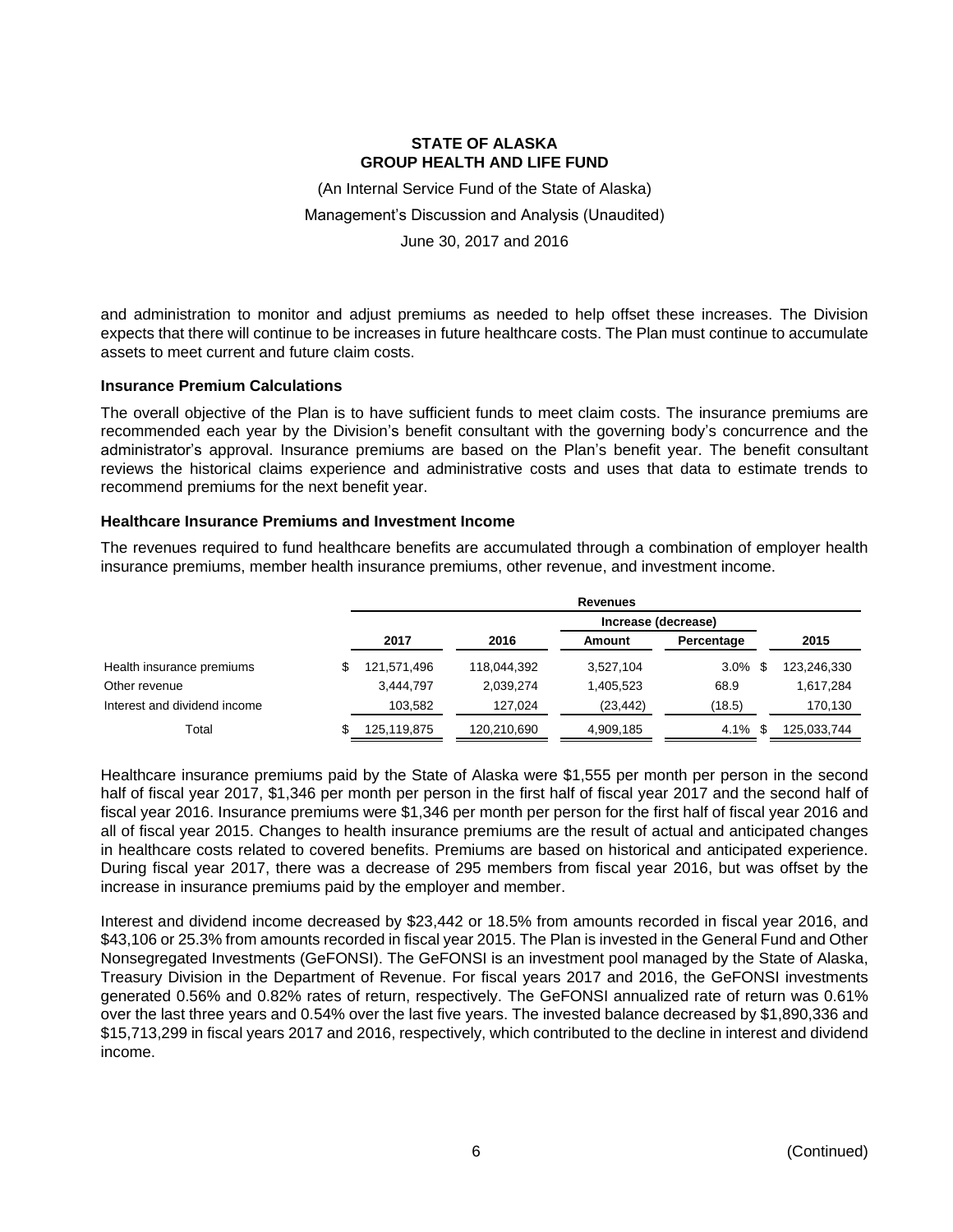and administration to monitor and adjust premiums as needed to help offset these increases. The Division expects that there will continue to be increases in future healthcare costs. The Plan must continue to accumulate assets to meet current and future claim costs.

### Insurance Premium Calculations

The overall objective of the Plan is to have sufficient funds to meet claim costs. The insurance premiums are recommended each year by the Division's benefit consultant with the governing body's concurrence and the administrator's approval. Insurance premiums are based on the Plan's benefit year. The benefit consultant reviews the historical claims experience and administrative costs and uses that data to estimate trends to recommend premiums for the next benefit year.

### Healthcare Insurance Premiums and Investment Income

The revenues required to fund healthcare benefits are accumulated through a combination of employer health insurance premiums, member health insurance premiums, other revenue, and investment income.

| | Revenues | | | | |
|---|---|---|---|---|---|
| | | | Increase (decrease) | | |
| | 2017 | 2016 | Amount | Percentage | 2015 |
| Health insurance premiums | $ 121,571,496 | 118,044,392 | 3,527,104 | 3.0% | $ 123,246,330 |
| Other revenue | 3,444,797 | 2,039,274 | 1,405,523 | 68.9 | 1,617,284 |
| Interest and dividend income | 103,582 | 127,024 | (23,442) | (18.5) | 170,130 |
| Total | $ 125,119,875 | 120,210,690 | 4,909,185 | 4.1% | $ 125,033,744 |

Healthcare insurance premiums paid by the State of Alaska were $1,555 per month per person in the second half of fiscal year 2017, $1,346 per month per person in the first half of fiscal year 2017 and the second half of fiscal year 2016. Insurance premiums were $1,346 per month per person for the first half of fiscal year 2016 and all of fiscal year 2015. Changes to health insurance premiums are the result of actual and anticipated changes in healthcare costs related to covered benefits. Premiums are based on historical and anticipated experience. During fiscal year 2017, there was a decrease of 295 members from fiscal year 2016, but was offset by the increase in insurance premiums paid by the employer and member.

Interest and dividend income decreased by $23,442 or 18.5% from amounts recorded in fiscal year 2016, and $43,106 or 25.3% from amounts recorded in fiscal year 2015. The Plan is invested in the General Fund and Other Nonsegregated Investments (GeFONSI). The GeFONSI is an investment pool managed by the State of Alaska, Treasury Division in the Department of Revenue. For fiscal years 2017 and 2016, the GeFONSI investments generated 0.56% and 0.82% rates of return, respectively. The GeFONSI annualized rate of return was 0.61% over the last three years and 0.54% over the last five years. The invested balance decreased by $1,890,336 and $15,713,299 in fiscal years 2017 and 2016, respectively, which contributed to the decline in interest and dividend income.

(Continued)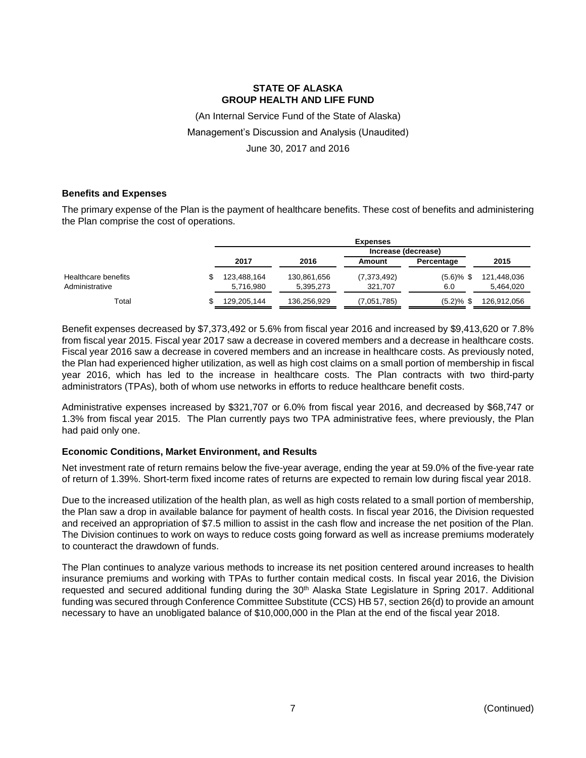# STATE OF ALASKA
# GROUP HEALTH AND LIFE FUND

(An Internal Service Fund of the State of Alaska)

Management's Discussion and Analysis (Unaudited)

June 30, 2017 and 2016

### Benefits and Expenses

The primary expense of the Plan is the payment of healthcare benefits. These cost of benefits and administering the Plan comprise the cost of operations.

| | Expenses | | | | |
|---|---|---|---|---|---|
| | | | Increase (decrease) | | |
| | 2017 | 2016 | Amount | Percentage | 2015 |
| Healthcare benefits | $ 123,488,164 | 130,861,656 | (7,373,492) | (5.6)% | $ 121,448,036 |
| Administrative | 5,716,980 | 5,395,273 | 321,707 | 6.0 | 5,464,020 |
| Total | $ 129,205,144 | 136,256,929 | (7,051,785) | (5.2)% | $ 126,912,056 |

Benefit expenses decreased by $7,373,492 or 5.6% from fiscal year 2016 and increased by $9,413,620 or 7.8% from fiscal year 2015. Fiscal year 2017 saw a decrease in covered members and a decrease in healthcare costs. Fiscal year 2016 saw a decrease in covered members and an increase in healthcare costs. As previously noted, the Plan had experienced higher utilization, as well as high cost claims on a small portion of membership in fiscal year 2016, which has led to the increase in healthcare costs. The Plan contracts with two third-party administrators (TPAs), both of whom use networks in efforts to reduce healthcare benefit costs.

Administrative expenses increased by $321,707 or 6.0% from fiscal year 2016, and decreased by $68,747 or 1.3% from fiscal year 2015. The Plan currently pays two TPA administrative fees, where previously, the Plan had paid only one.

### Economic Conditions, Market Environment, and Results

Net investment rate of return remains below the five-year average, ending the year at 59.0% of the five-year rate of return of 1.39%. Short-term fixed income rates of returns are expected to remain low during fiscal year 2018.

Due to the increased utilization of the health plan, as well as high costs related to a small portion of membership, the Plan saw a drop in available balance for payment of health costs. In fiscal year 2016, the Division requested and received an appropriation of $7.5 million to assist in the cash flow and increase the net position of the Plan. The Division continues to work on ways to reduce costs going forward as well as increase premiums moderately to counteract the drawdown of funds.

The Plan continues to analyze various methods to increase its net position centered around increases to health insurance premiums and working with TPAs to further contain medical costs. In fiscal year 2016, the Division requested and secured additional funding during the 30th Alaska State Legislature in Spring 2017. Additional funding was secured through Conference Committee Substitute (CCS) HB 57, section 26(d) to provide an amount necessary to have an unobligated balance of $10,000,000 in the Plan at the end of the fiscal year 2018.

(Continued)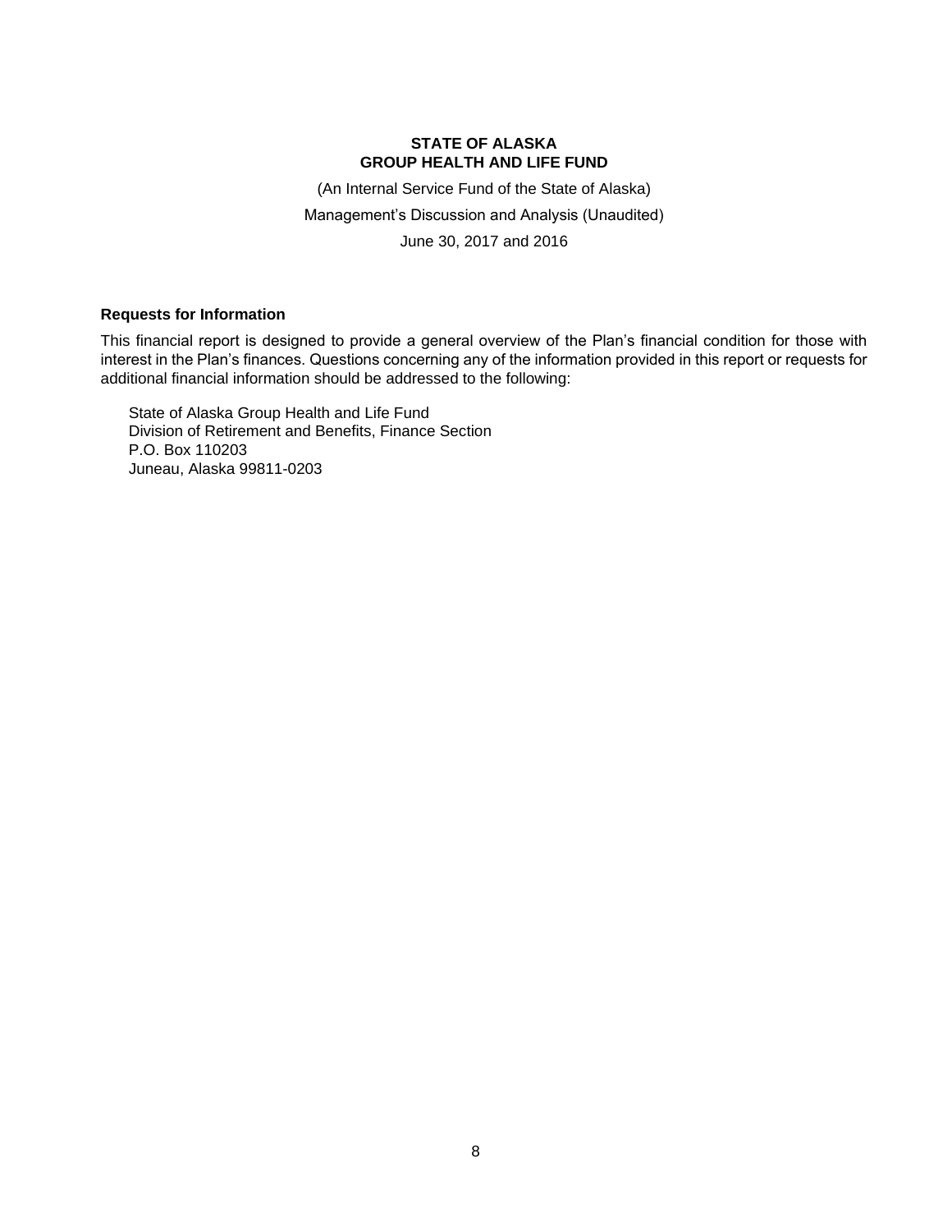**STATE OF ALASKA**
**GROUP HEALTH AND LIFE FUND**

(An Internal Service Fund of the State of Alaska)

Management's Discussion and Analysis (Unaudited)

June 30, 2017 and 2016

### Requests for Information

This financial report is designed to provide a general overview of the Plan's financial condition for those with interest in the Plan's finances. Questions concerning any of the information provided in this report or requests for additional financial information should be addressed to the following:

State of Alaska Group Health and Life Fund
Division of Retirement and Benefits, Finance Section
P.O. Box 110203
Juneau, Alaska 99811-0203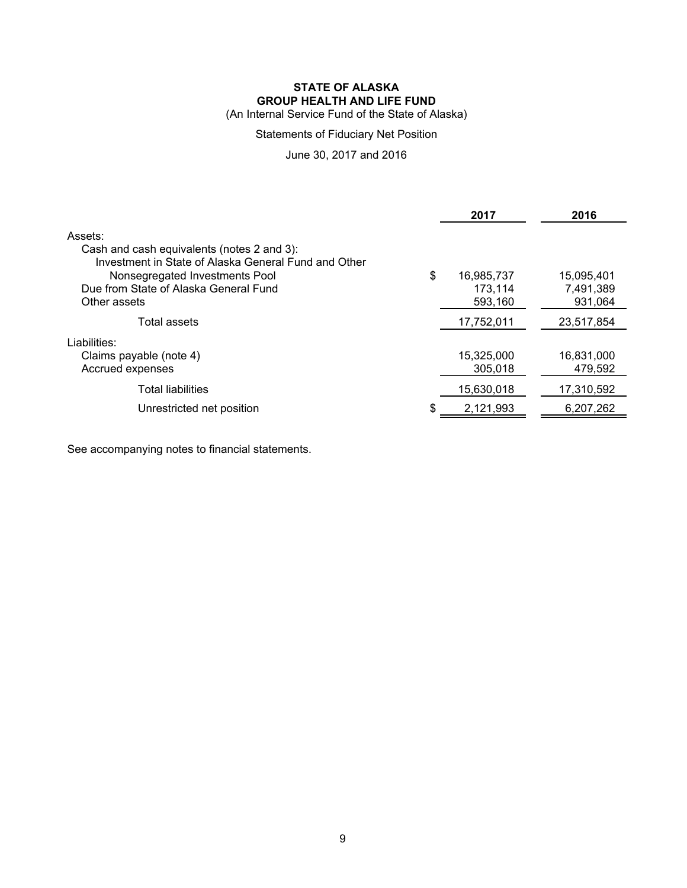**STATE OF ALASKA**
**GROUP HEALTH AND LIFE FUND**
(An Internal Service Fund of the State of Alaska)

Statements of Fiduciary Net Position

June 30, 2017 and 2016

| | 2017 | 2016 |
|---|---|---|
| Assets: | | |
| Cash and cash equivalents (notes 2 and 3): | | |
| Investment in State of Alaska General Fund and Other Nonsegregated Investments Pool | $ 16,985,737 | 15,095,401 |
| Due from State of Alaska General Fund | 173,114 | 7,491,389 |
| Other assets | 593,160 | 931,064 |
| Total assets | 17,752,011 | 23,517,854 |
| Liabilities: | | |
| Claims payable (note 4) | 15,325,000 | 16,831,000 |
| Accrued expenses | 305,018 | 479,592 |
| Total liabilities | 15,630,018 | 17,310,592 |
| Unrestricted net position | $ 2,121,993 | 6,207,262 |

See accompanying notes to financial statements.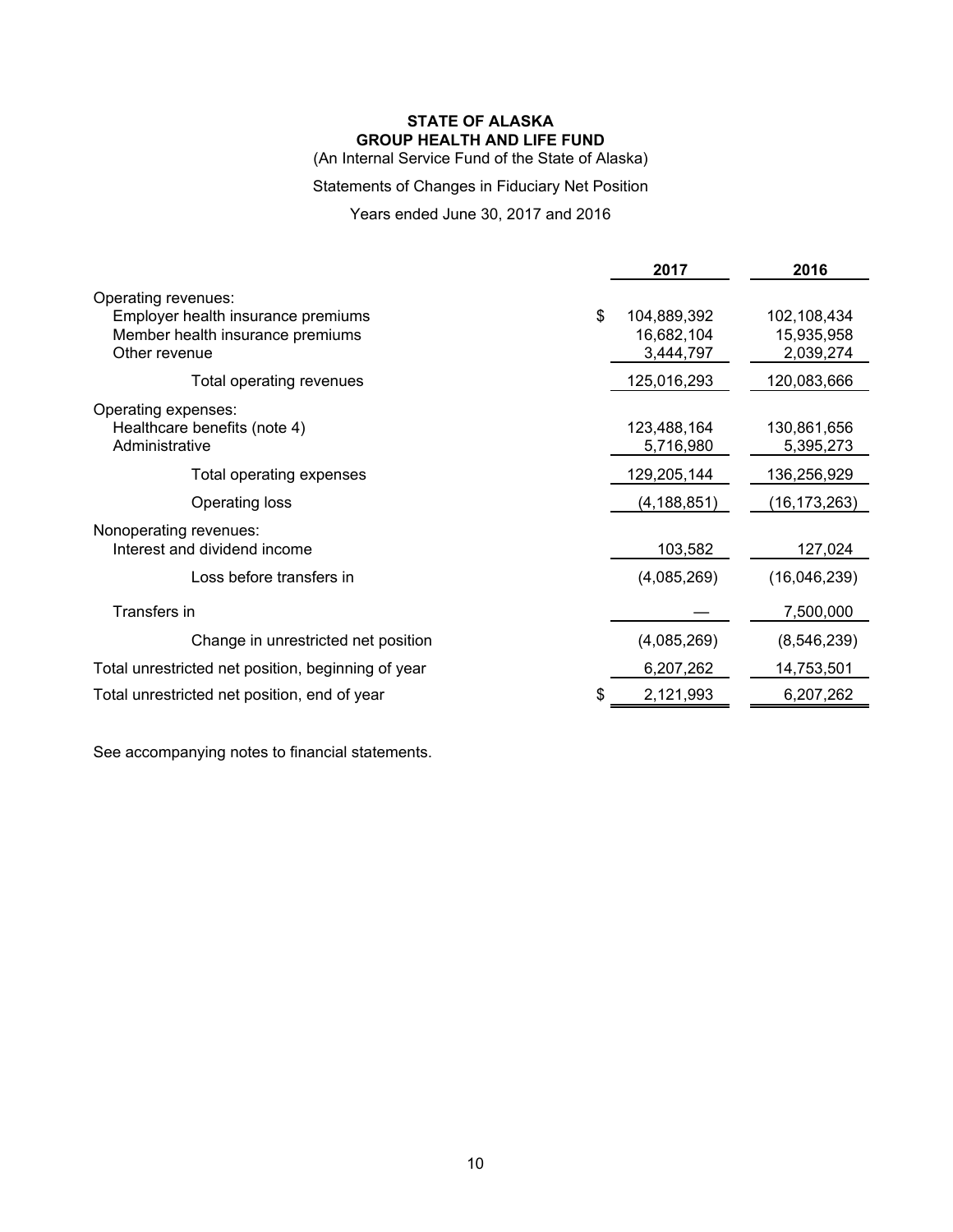**STATE OF ALASKA**
**GROUP HEALTH AND LIFE FUND**

(An Internal Service Fund of the State of Alaska)

Statements of Changes in Fiduciary Net Position

Years ended June 30, 2017 and 2016

| | 2017 | 2016 |
|---|---|---|
| Operating revenues: | | |
| Employer health insurance premiums | $ 104,889,392 | 102,108,434 |
| Member health insurance premiums | 16,682,104 | 15,935,958 |
| Other revenue | 3,444,797 | 2,039,274 |
| Total operating revenues | 125,016,293 | 120,083,666 |
| Operating expenses: | | |
| Healthcare benefits (note 4) | 123,488,164 | 130,861,656 |
| Administrative | 5,716,980 | 5,395,273 |
| Total operating expenses | 129,205,144 | 136,256,929 |
| Operating loss | (4,188,851) | (16,173,263) |
| Nonoperating revenues: | | |
| Interest and dividend income | 103,582 | 127,024 |
| Loss before transfers in | (4,085,269) | (16,046,239) |
| Transfers in | — | 7,500,000 |
| Change in unrestricted net position | (4,085,269) | (8,546,239) |
| Total unrestricted net position, beginning of year | 6,207,262 | 14,753,501 |
| Total unrestricted net position, end of year | $ 2,121,993 | 6,207,262 |

See accompanying notes to financial statements.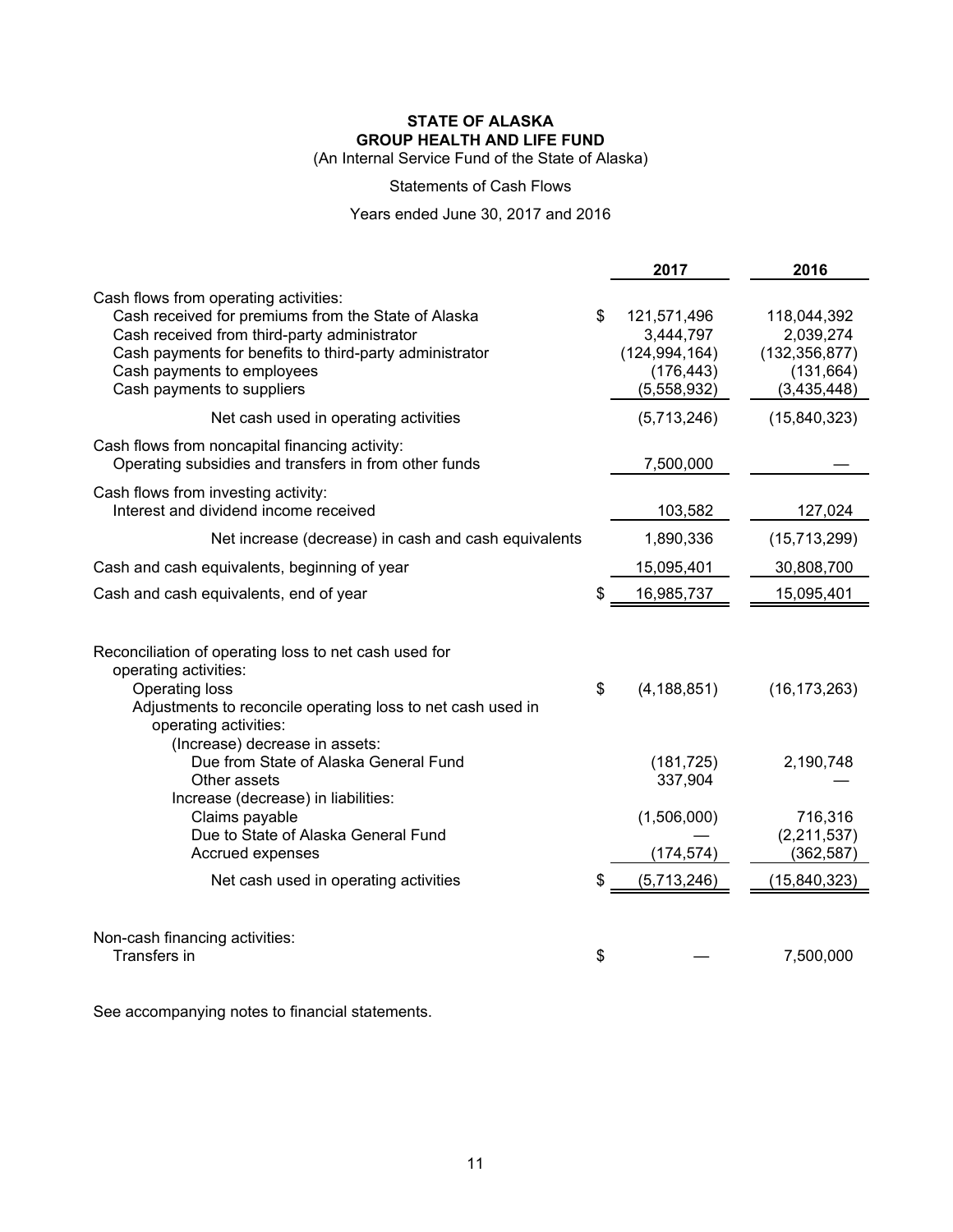**STATE OF ALASKA**
**GROUP HEALTH AND LIFE FUND**
(An Internal Service Fund of the State of Alaska)

Statements of Cash Flows

Years ended June 30, 2017 and 2016

| | 2017 | 2016 |
|---|---|---|
| Cash flows from operating activities: | | |
| Cash received for premiums from the State of Alaska | $ 121,571,496 | 118,044,392 |
| Cash received from third-party administrator | 3,444,797 | 2,039,274 |
| Cash payments for benefits to third-party administrator | (124,994,164) | (132,356,877) |
| Cash payments to employees | (176,443) | (131,664) |
| Cash payments to suppliers | (5,558,932) | (3,435,448) |
| Net cash used in operating activities | (5,713,246) | (15,840,323) |
| Cash flows from noncapital financing activity: | | |
| Operating subsidies and transfers in from other funds | 7,500,000 | — |
| Cash flows from investing activity: | | |
| Interest and dividend income received | 103,582 | 127,024 |
| Net increase (decrease) in cash and cash equivalents | 1,890,336 | (15,713,299) |
| Cash and cash equivalents, beginning of year | 15,095,401 | 30,808,700 |
| Cash and cash equivalents, end of year | $ 16,985,737 | 15,095,401 |
| | | |
| Reconciliation of operating loss to net cash used for operating activities: | | |
| Operating loss | $ (4,188,851) | (16,173,263) |
| Adjustments to reconcile operating loss to net cash used in operating activities: | | |
| (Increase) decrease in assets: | | |
| Due from State of Alaska General Fund | (181,725) | 2,190,748 |
| Other assets | 337,904 | — |
| Increase (decrease) in liabilities: | | |
| Claims payable | (1,506,000) | 716,316 |
| Due to State of Alaska General Fund | — | (2,211,537) |
| Accrued expenses | (174,574) | (362,587) |
| Net cash used in operating activities | $ (5,713,246) | (15,840,323) |
| | | |
| Non-cash financing activities: | | |
| Transfers in | $ — | 7,500,000 |

See accompanying notes to financial statements.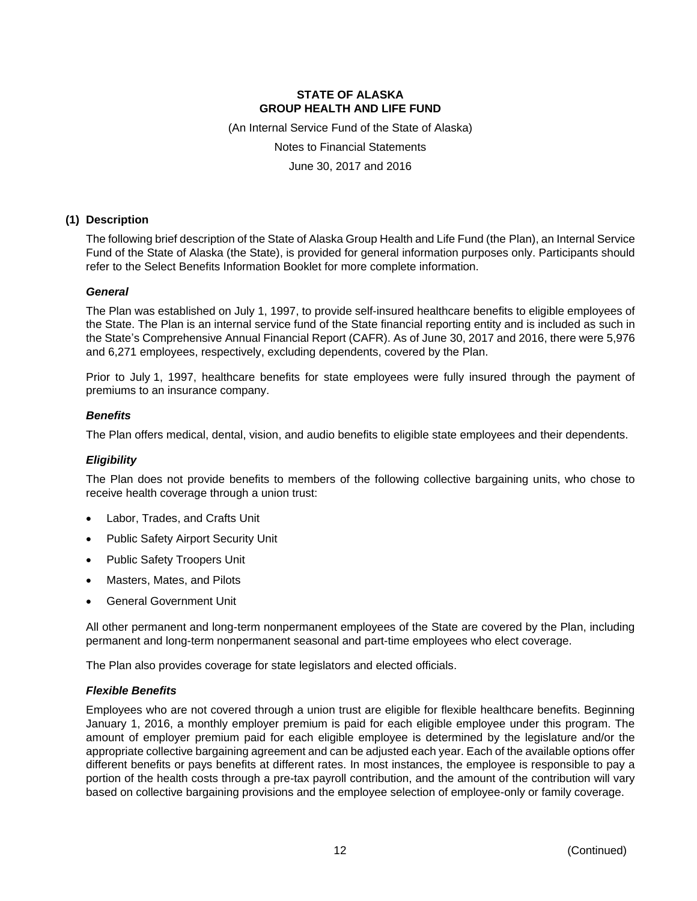**STATE OF ALASKA**
**GROUP HEALTH AND LIFE FUND**

(An Internal Service Fund of the State of Alaska)

Notes to Financial Statements

June 30, 2017 and 2016

## (1) Description

The following brief description of the State of Alaska Group Health and Life Fund (the Plan), an Internal Service Fund of the State of Alaska (the State), is provided for general information purposes only. Participants should refer to the Select Benefits Information Booklet for more complete information.

### *General*

The Plan was established on July 1, 1997, to provide self-insured healthcare benefits to eligible employees of the State. The Plan is an internal service fund of the State financial reporting entity and is included as such in the State's Comprehensive Annual Financial Report (CAFR). As of June 30, 2017 and 2016, there were 5,976 and 6,271 employees, respectively, excluding dependents, covered by the Plan.

Prior to July 1, 1997, healthcare benefits for state employees were fully insured through the payment of premiums to an insurance company.

### *Benefits*

The Plan offers medical, dental, vision, and audio benefits to eligible state employees and their dependents.

### *Eligibility*

The Plan does not provide benefits to members of the following collective bargaining units, who chose to receive health coverage through a union trust:

- Labor, Trades, and Crafts Unit
- Public Safety Airport Security Unit
- Public Safety Troopers Unit
- Masters, Mates, and Pilots
- General Government Unit

All other permanent and long-term nonpermanent employees of the State are covered by the Plan, including permanent and long-term nonpermanent seasonal and part-time employees who elect coverage.

The Plan also provides coverage for state legislators and elected officials.

### *Flexible Benefits*

Employees who are not covered through a union trust are eligible for flexible healthcare benefits. Beginning January 1, 2016, a monthly employer premium is paid for each eligible employee under this program. The amount of employer premium paid for each eligible employee is determined by the legislature and/or the appropriate collective bargaining agreement and can be adjusted each year. Each of the available options offer different benefits or pays benefits at different rates. In most instances, the employee is responsible to pay a portion of the health costs through a pre-tax payroll contribution, and the amount of the contribution will vary based on collective bargaining provisions and the employee selection of employee-only or family coverage.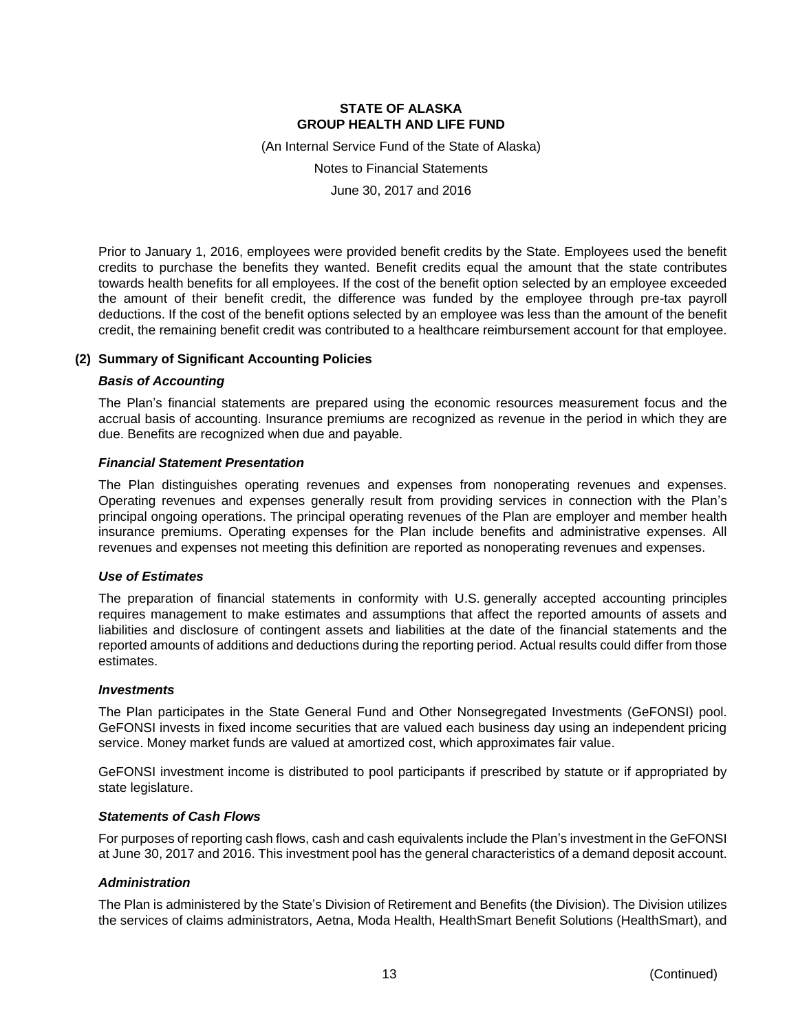Prior to January 1, 2016, employees were provided benefit credits by the State. Employees used the benefit credits to purchase the benefits they wanted. Benefit credits equal the amount that the state contributes towards health benefits for all employees. If the cost of the benefit option selected by an employee exceeded the amount of their benefit credit, the difference was funded by the employee through pre-tax payroll deductions. If the cost of the benefit options selected by an employee was less than the amount of the benefit credit, the remaining benefit credit was contributed to a healthcare reimbursement account for that employee.

## (2) Summary of Significant Accounting Policies

### *Basis of Accounting*

The Plan's financial statements are prepared using the economic resources measurement focus and the accrual basis of accounting. Insurance premiums are recognized as revenue in the period in which they are due. Benefits are recognized when due and payable.

### *Financial Statement Presentation*

The Plan distinguishes operating revenues and expenses from nonoperating revenues and expenses. Operating revenues and expenses generally result from providing services in connection with the Plan's principal ongoing operations. The principal operating revenues of the Plan are employer and member health insurance premiums. Operating expenses for the Plan include benefits and administrative expenses. All revenues and expenses not meeting this definition are reported as nonoperating revenues and expenses.

### *Use of Estimates*

The preparation of financial statements in conformity with U.S. generally accepted accounting principles requires management to make estimates and assumptions that affect the reported amounts of assets and liabilities and disclosure of contingent assets and liabilities at the date of the financial statements and the reported amounts of additions and deductions during the reporting period. Actual results could differ from those estimates.

### *Investments*

The Plan participates in the State General Fund and Other Nonsegregated Investments (GeFONSI) pool. GeFONSI invests in fixed income securities that are valued each business day using an independent pricing service. Money market funds are valued at amortized cost, which approximates fair value.

GeFONSI investment income is distributed to pool participants if prescribed by statute or if appropriated by state legislature.

### *Statements of Cash Flows*

For purposes of reporting cash flows, cash and cash equivalents include the Plan's investment in the GeFONSI at June 30, 2017 and 2016. This investment pool has the general characteristics of a demand deposit account.

### *Administration*

The Plan is administered by the State's Division of Retirement and Benefits (the Division). The Division utilizes the services of claims administrators, Aetna, Moda Health, HealthSmart Benefit Solutions (HealthSmart), and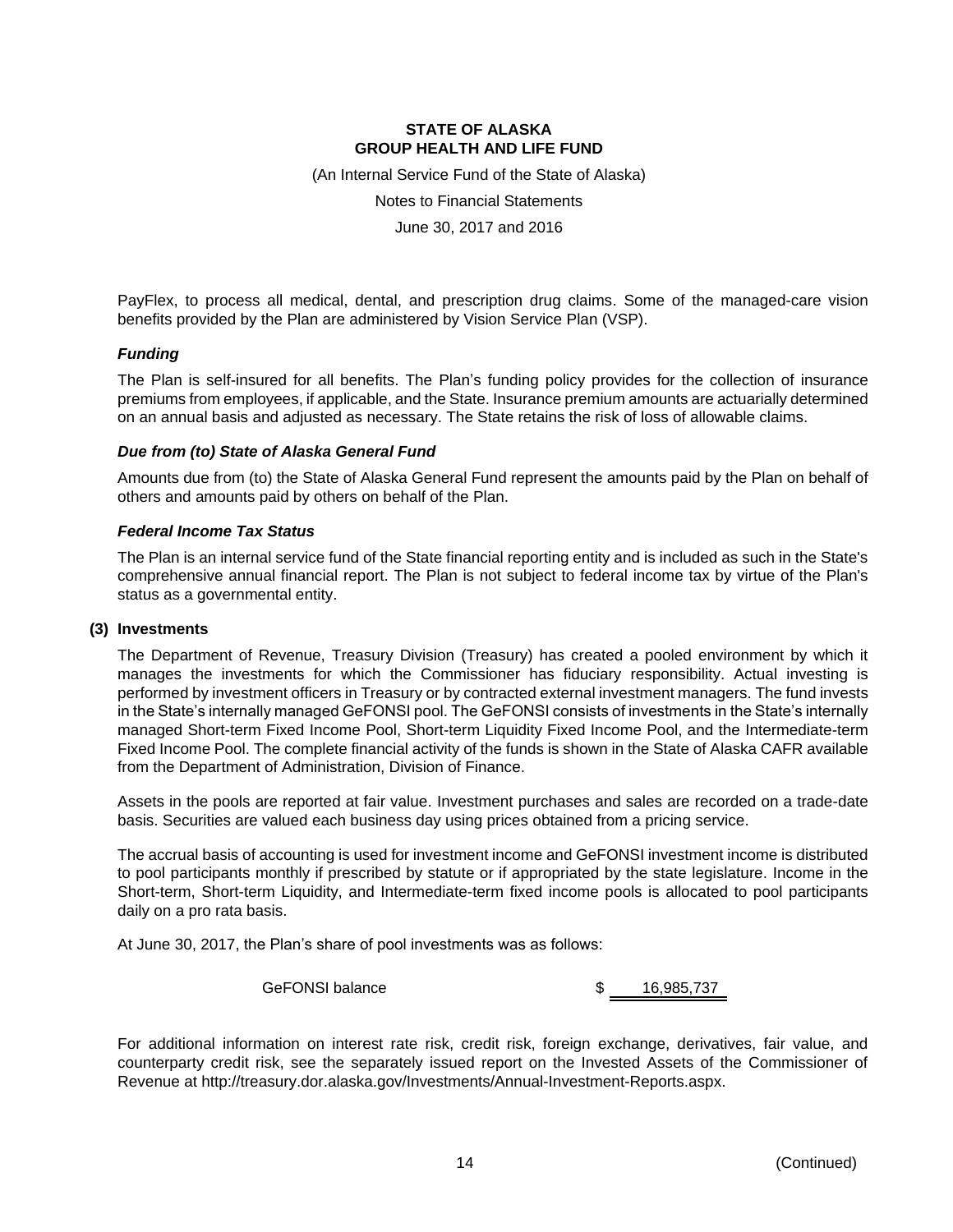PayFlex, to process all medical, dental, and prescription drug claims. Some of the managed-care vision benefits provided by the Plan are administered by Vision Service Plan (VSP).

### *Funding*

The Plan is self-insured for all benefits. The Plan's funding policy provides for the collection of insurance premiums from employees, if applicable, and the State. Insurance premium amounts are actuarially determined on an annual basis and adjusted as necessary. The State retains the risk of loss of allowable claims.

### *Due from (to) State of Alaska General Fund*

Amounts due from (to) the State of Alaska General Fund represent the amounts paid by the Plan on behalf of others and amounts paid by others on behalf of the Plan.

### *Federal Income Tax Status*

The Plan is an internal service fund of the State financial reporting entity and is included as such in the State's comprehensive annual financial report. The Plan is not subject to federal income tax by virtue of the Plan's status as a governmental entity.

## (3) Investments

The Department of Revenue, Treasury Division (Treasury) has created a pooled environment by which it manages the investments for which the Commissioner has fiduciary responsibility. Actual investing is performed by investment officers in Treasury or by contracted external investment managers. The fund invests in the State's internally managed GeFONSI pool. The GeFONSI consists of investments in the State's internally managed Short-term Fixed Income Pool, Short-term Liquidity Fixed Income Pool, and the Intermediate-term Fixed Income Pool. The complete financial activity of the funds is shown in the State of Alaska CAFR available from the Department of Administration, Division of Finance.

Assets in the pools are reported at fair value. Investment purchases and sales are recorded on a trade-date basis. Securities are valued each business day using prices obtained from a pricing service.

The accrual basis of accounting is used for investment income and GeFONSI investment income is distributed to pool participants monthly if prescribed by statute or if appropriated by the state legislature. Income in the Short-term, Short-term Liquidity, and Intermediate-term fixed income pools is allocated to pool participants daily on a pro rata basis.

At June 30, 2017, the Plan's share of pool investments was as follows:

| | |
|---|---|
| GeFONSI balance | $ 16,985,737 |

For additional information on interest rate risk, credit risk, foreign exchange, derivatives, fair value, and counterparty credit risk, see the separately issued report on the Invested Assets of the Commissioner of Revenue at http://treasury.dor.alaska.gov/Investments/Annual-Investment-Reports.aspx.

(Continued)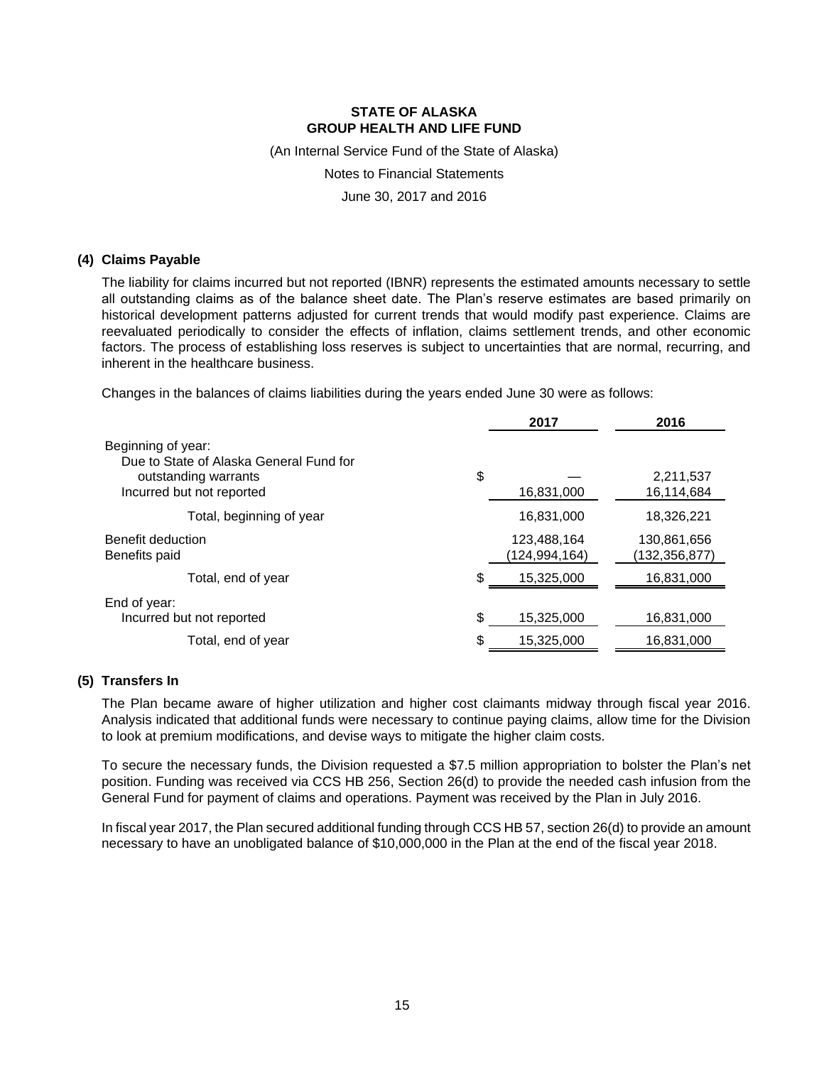**STATE OF ALASKA**
**GROUP HEALTH AND LIFE FUND**

(An Internal Service Fund of the State of Alaska)

Notes to Financial Statements

June 30, 2017 and 2016

**(4) Claims Payable**

The liability for claims incurred but not reported (IBNR) represents the estimated amounts necessary to settle all outstanding claims as of the balance sheet date. The Plan's reserve estimates are based primarily on historical development patterns adjusted for current trends that would modify past experience. Claims are reevaluated periodically to consider the effects of inflation, claims settlement trends, and other economic factors. The process of establishing loss reserves is subject to uncertainties that are normal, recurring, and inherent in the healthcare business.

Changes in the balances of claims liabilities during the years ended June 30 were as follows:

| | | 2017 | 2016 |
|---|---|---|---|
| Beginning of year: | | | |
| Due to State of Alaska General Fund for outstanding warrants | $ | — | 2,211,537 |
| Incurred but not reported | | 16,831,000 | 16,114,684 |
| Total, beginning of year | | 16,831,000 | 18,326,221 |
| Benefit deduction | | 123,488,164 | 130,861,656 |
| Benefits paid | | (124,994,164) | (132,356,877) |
| Total, end of year | $ | 15,325,000 | 16,831,000 |
| End of year: | | | |
| Incurred but not reported | $ | 15,325,000 | 16,831,000 |
| Total, end of year | $ | 15,325,000 | 16,831,000 |

**(5) Transfers In**

The Plan became aware of higher utilization and higher cost claimants midway through fiscal year 2016. Analysis indicated that additional funds were necessary to continue paying claims, allow time for the Division to look at premium modifications, and devise ways to mitigate the higher claim costs.

To secure the necessary funds, the Division requested a $7.5 million appropriation to bolster the Plan's net position. Funding was received via CCS HB 256, Section 26(d) to provide the needed cash infusion from the General Fund for payment of claims and operations. Payment was received by the Plan in July 2016.

In fiscal year 2017, the Plan secured additional funding through CCS HB 57, section 26(d) to provide an amount necessary to have an unobligated balance of $10,000,000 in the Plan at the end of the fiscal year 2018.